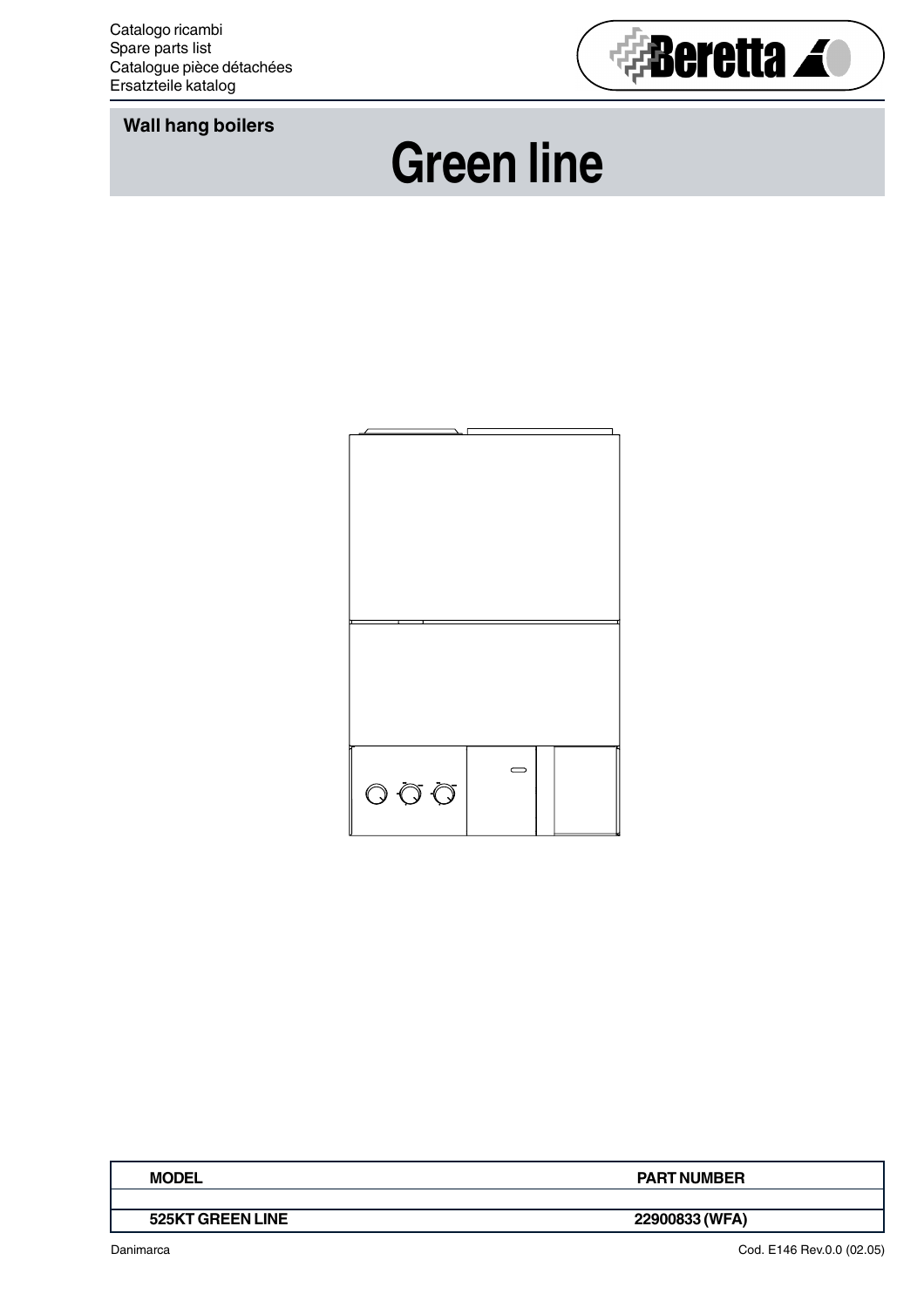Catalogo ricambi
Spare parts list
Catalogue pièce détachées
Ersatzteile katalog

Beretta

**Wall hang boilers**

# Green line

| MODEL | PART NUMBER |
| --- | --- |
| | |
| **525KT GREEN LINE** | **22900833 (WFA)** |

Danimarca

Cod. E146 Rev.0.0 (02.05)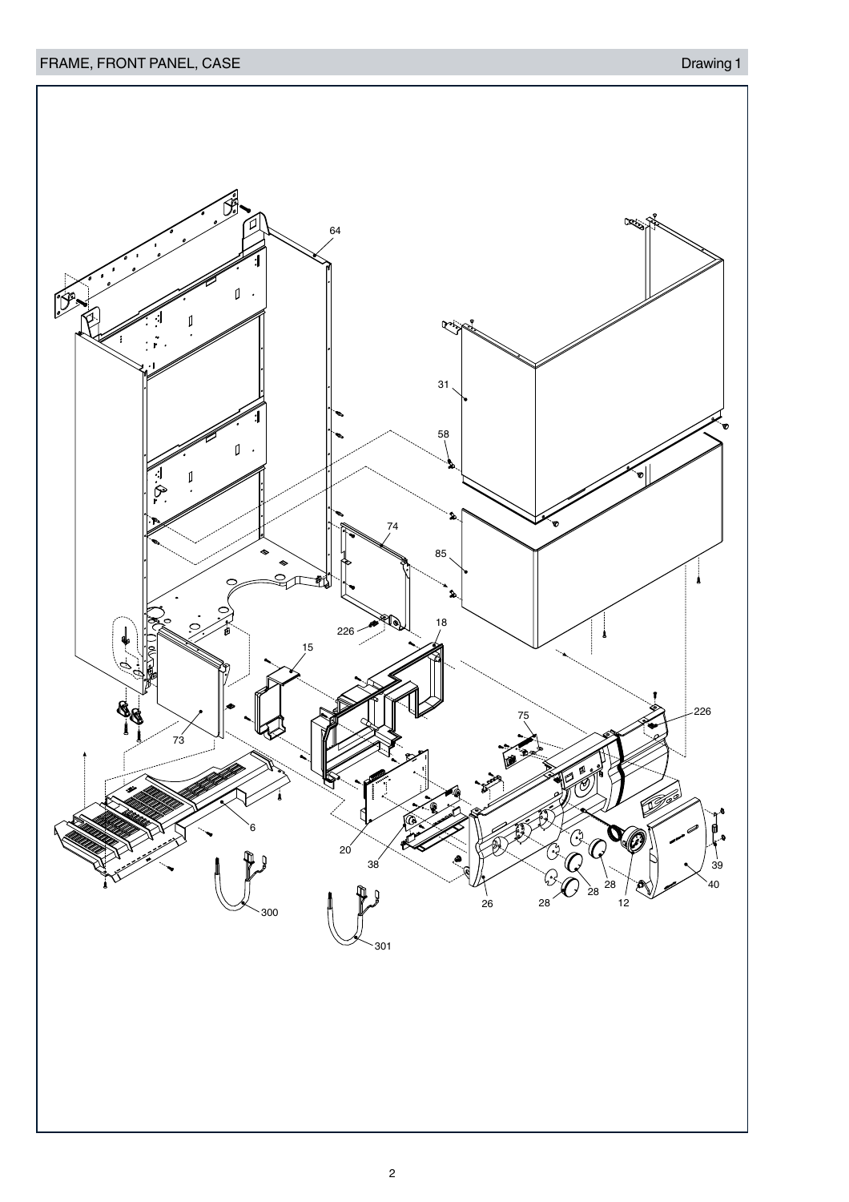## FRAME, FRONT PANEL, CASE

Drawing 1

64 31 58 74 85 226 18 15 226 75 73 6 20 38 26 28 28 28 12 39 40 300 301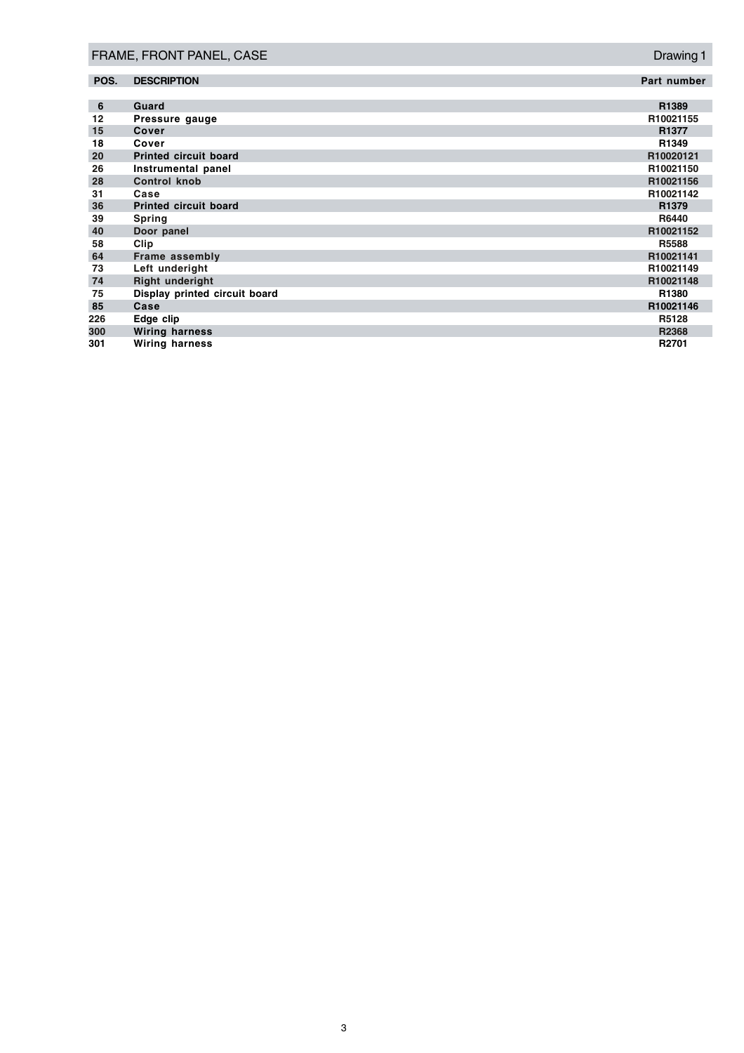## FRAME, FRONT PANEL, CASE — Drawing 1

| POS. | DESCRIPTION | Part number |
| --- | --- | --- |
| 6 | Guard | R1389 |
| 12 | Pressure gauge | R10021155 |
| 15 | Cover | R1377 |
| 18 | Cover | R1349 |
| 20 | Printed circuit board | R10020121 |
| 26 | Instrumental panel | R10021150 |
| 28 | Control knob | R10021156 |
| 31 | Case | R10021142 |
| 36 | Printed circuit board | R1379 |
| 39 | Spring | R6440 |
| 40 | Door panel | R10021152 |
| 58 | Clip | R5588 |
| 64 | Frame assembly | R10021141 |
| 73 | Left underight | R10021149 |
| 74 | Right underight | R10021148 |
| 75 | Display printed circuit board | R1380 |
| 85 | Case | R10021146 |
| 226 | Edge clip | R5128 |
| 300 | Wiring harness | R2368 |
| 301 | Wiring harness | R2701 |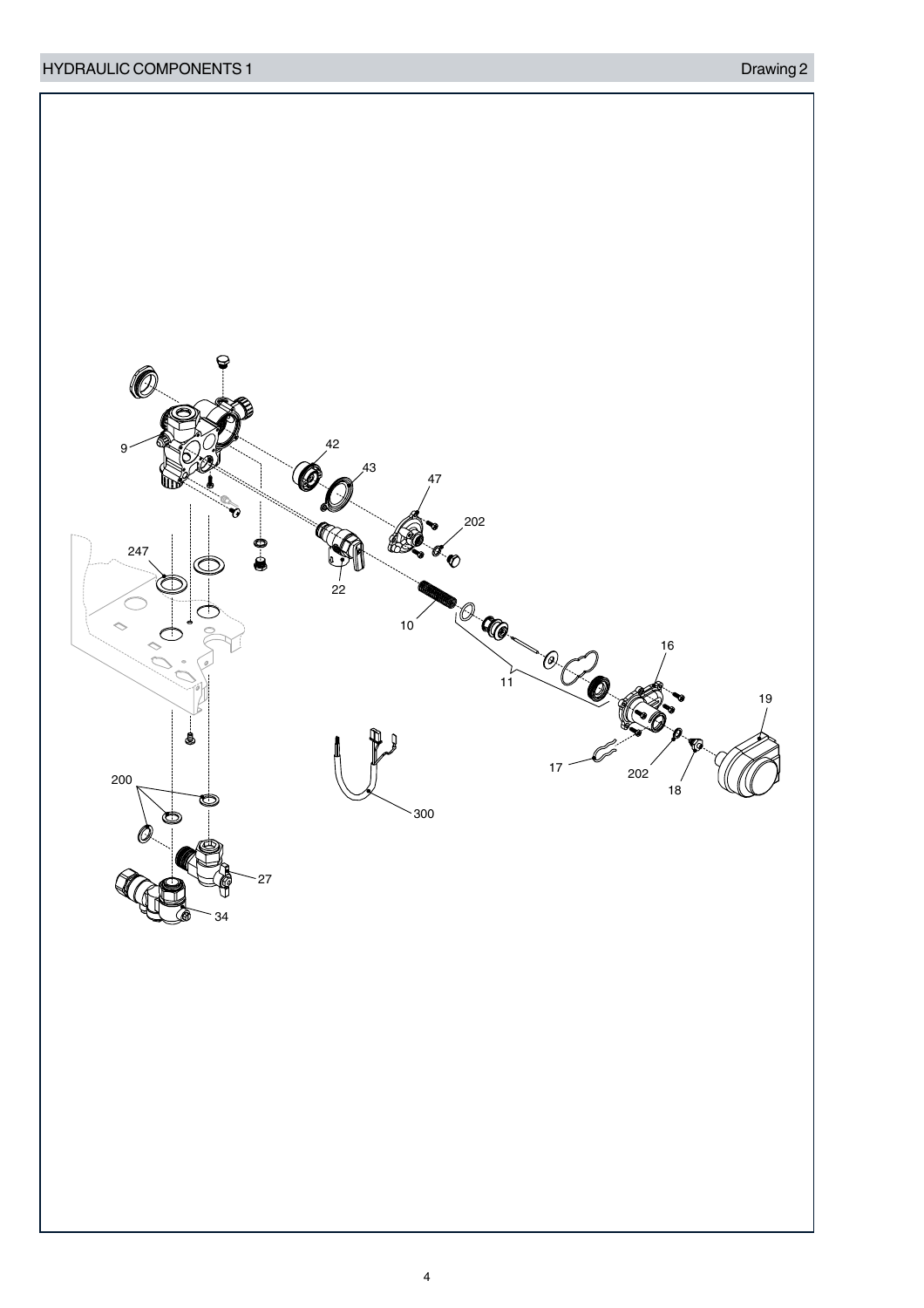HYDRAULIC COMPONENTS 1

Drawing 2

9
42
43
47
202
247
22
10
16
19
11
17
202
18
200
300
27
34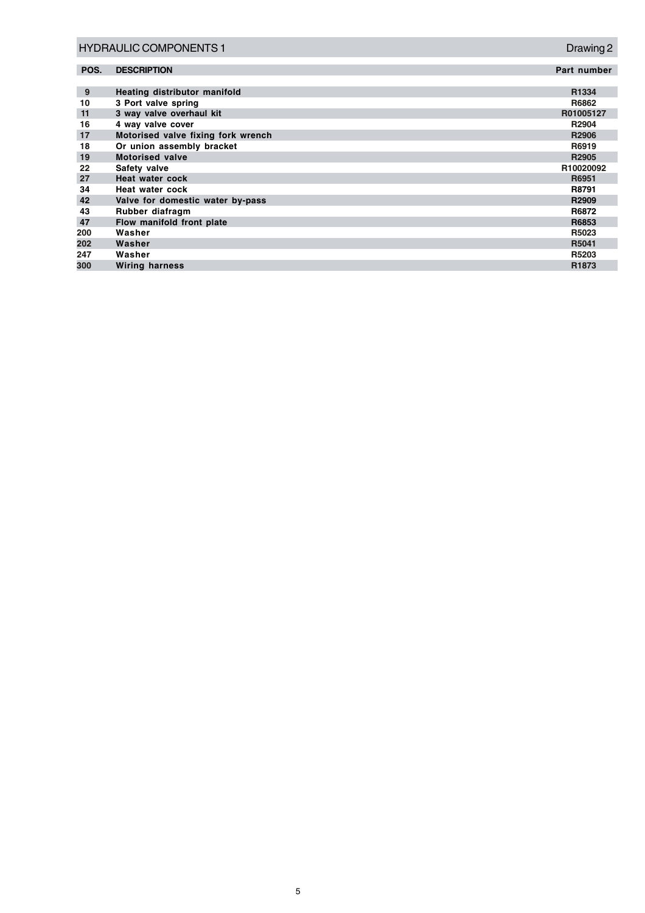## HYDRAULIC COMPONENTS 1

Drawing 2

| POS. | DESCRIPTION | Part number |
|---|---|---|
| 9 | Heating distributor manifold | R1334 |
| 10 | 3 Port valve spring | R6862 |
| 11 | 3 way valve overhaul kit | R01005127 |
| 16 | 4 way valve cover | R2904 |
| 17 | Motorised valve fixing fork wrench | R2906 |
| 18 | Or union assembly bracket | R6919 |
| 19 | Motorised valve | R2905 |
| 22 | Safety valve | R10020092 |
| 27 | Heat water cock | R6951 |
| 34 | Heat water cock | R8791 |
| 42 | Valve for domestic water by-pass | R2909 |
| 43 | Rubber diafragm | R6872 |
| 47 | Flow manifold front plate | R6853 |
| 200 | Washer | R5023 |
| 202 | Washer | R5041 |
| 247 | Washer | R5203 |
| 300 | Wiring harness | R1873 |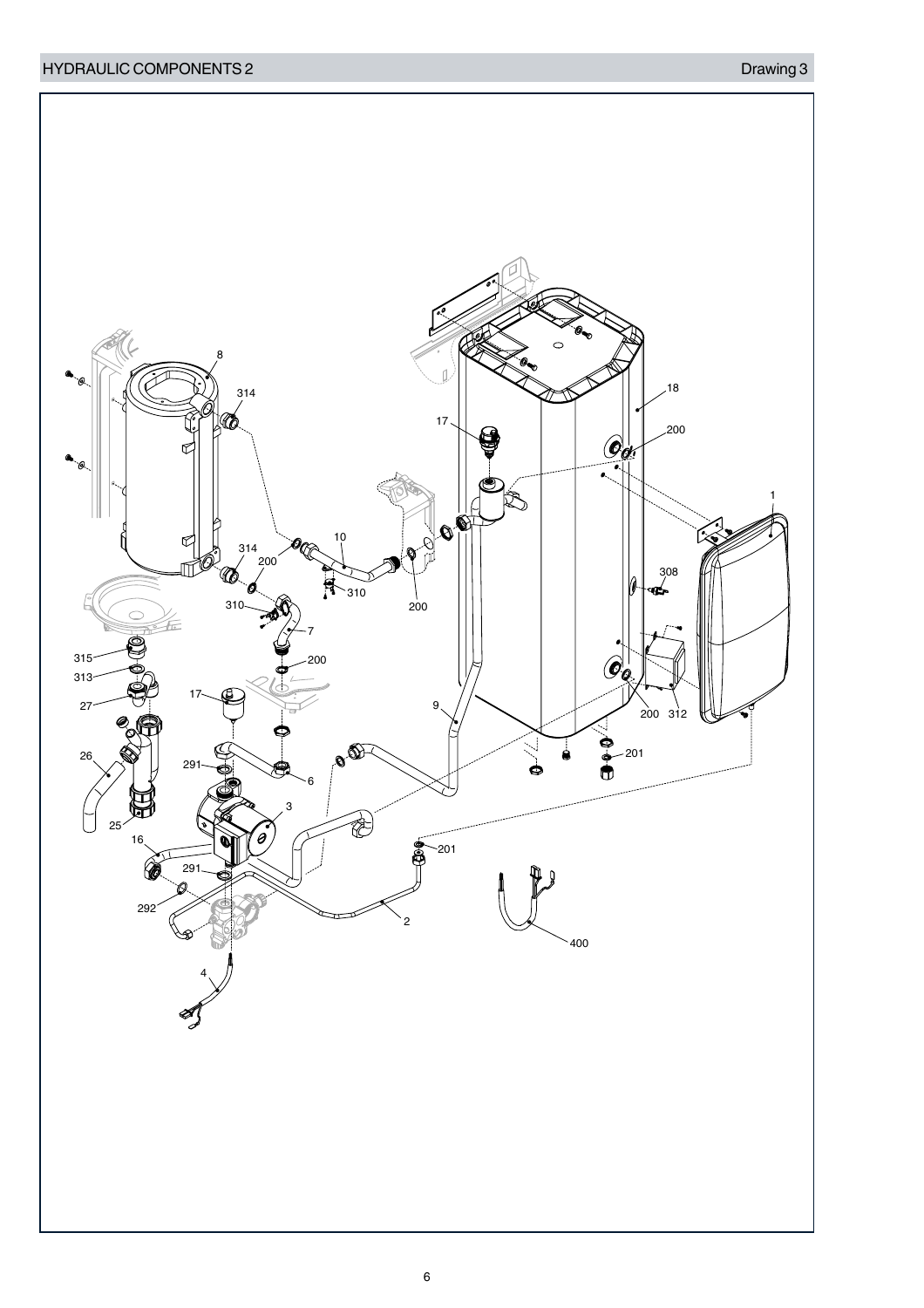## HYDRAULIC COMPONENTS 2

Drawing 3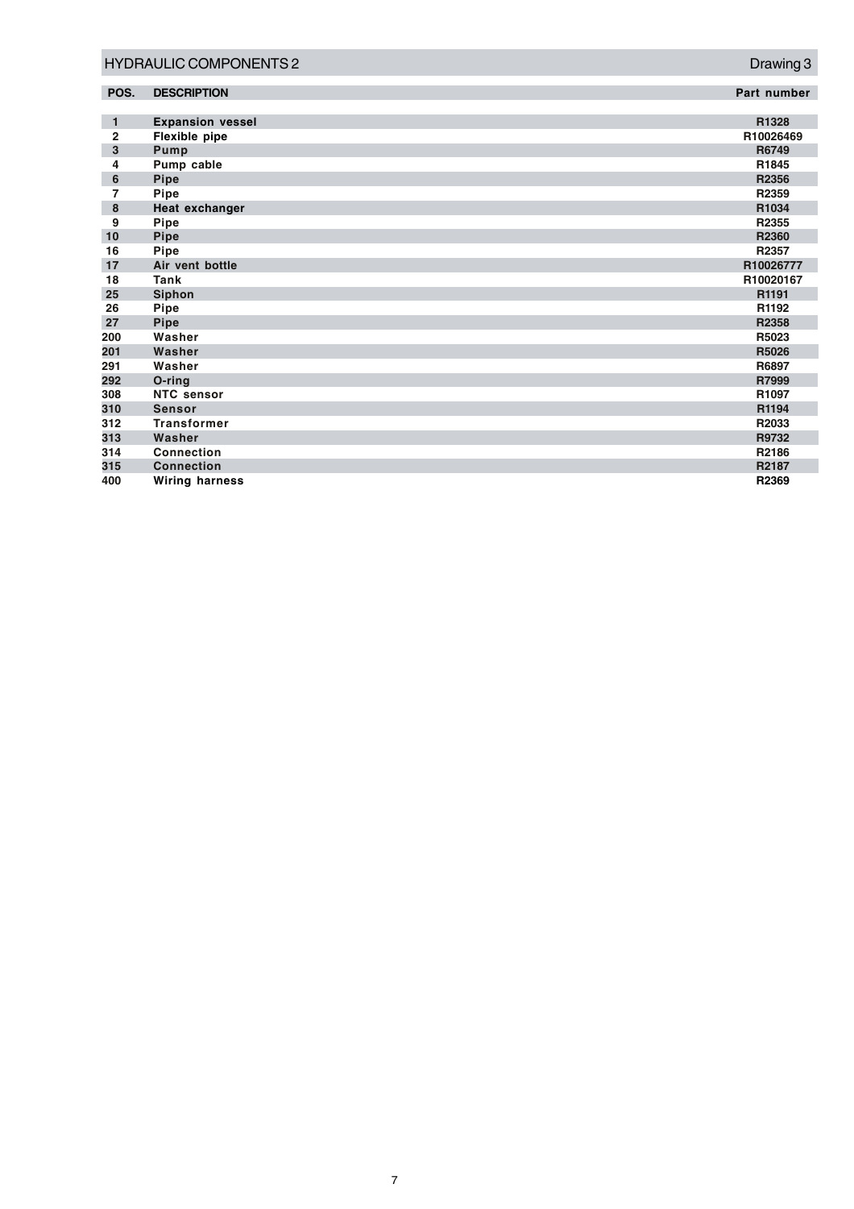## HYDRAULIC COMPONENTS 2

Drawing 3

| POS. | DESCRIPTION | Part number |
|---|---|---|
| 1 | Expansion vessel | R1328 |
| 2 | Flexible pipe | R10026469 |
| 3 | Pump | R6749 |
| 4 | Pump cable | R1845 |
| 6 | Pipe | R2356 |
| 7 | Pipe | R2359 |
| 8 | Heat exchanger | R1034 |
| 9 | Pipe | R2355 |
| 10 | Pipe | R2360 |
| 16 | Pipe | R2357 |
| 17 | Air vent bottle | R10026777 |
| 18 | Tank | R10020167 |
| 25 | Siphon | R1191 |
| 26 | Pipe | R1192 |
| 27 | Pipe | R2358 |
| 200 | Washer | R5023 |
| 201 | Washer | R5026 |
| 291 | Washer | R6897 |
| 292 | O-ring | R7999 |
| 308 | NTC sensor | R1097 |
| 310 | Sensor | R1194 |
| 312 | Transformer | R2033 |
| 313 | Washer | R9732 |
| 314 | Connection | R2186 |
| 315 | Connection | R2187 |
| 400 | Wiring harness | R2369 |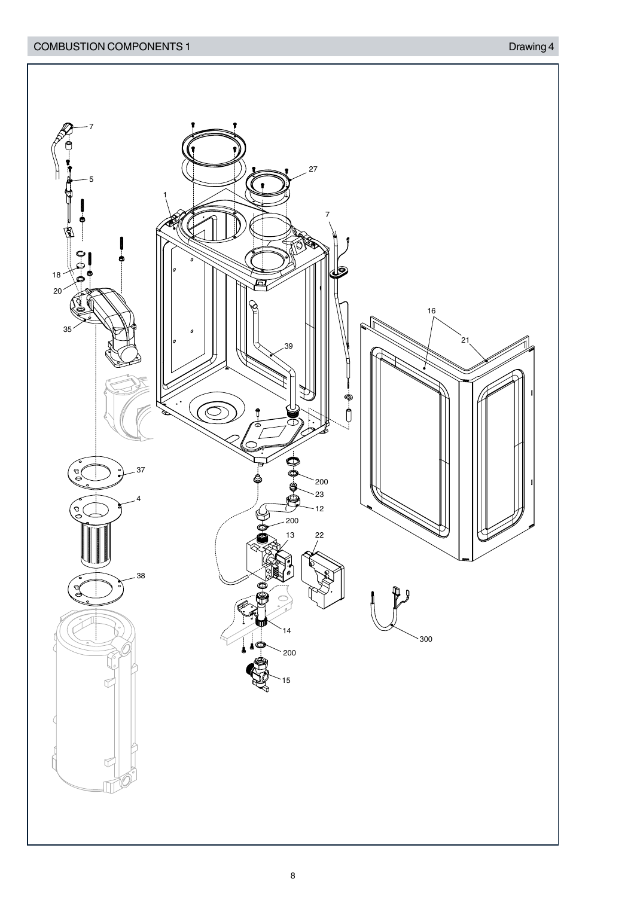## COMBUSTION COMPONENTS 1

Drawing 4

7

5

18

20

35

37

4

38

1

27

7

39

16

21

200

23

12

200

13

22

14

200

15

300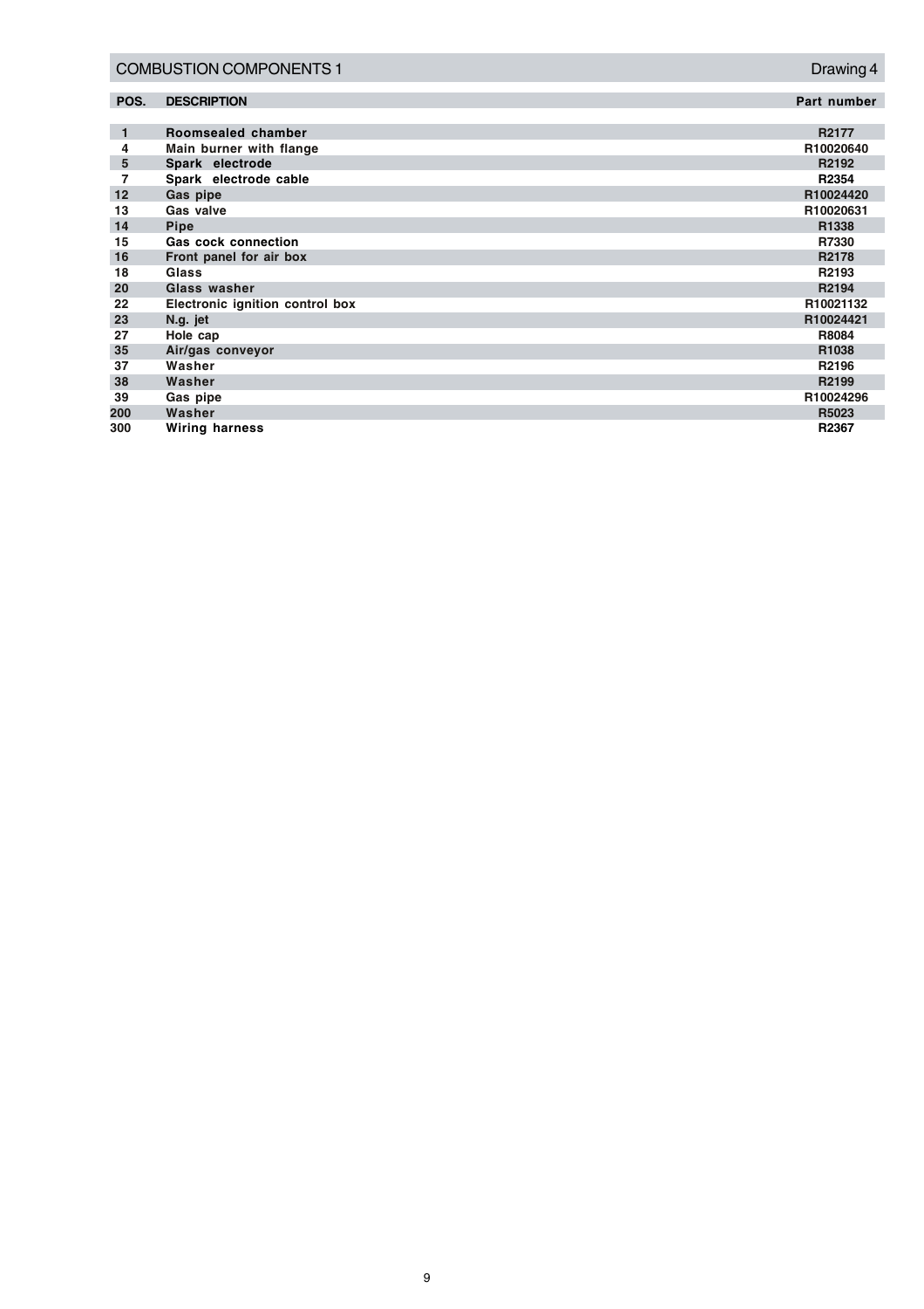## COMBUSTION COMPONENTS 1 — Drawing 4

| POS. | DESCRIPTION | Part number |
|---|---|---|
| 1 | Roomsealed chamber | R2177 |
| 4 | Main burner with flange | R10020640 |
| 5 | Spark electrode | R2192 |
| 7 | Spark electrode cable | R2354 |
| 12 | Gas pipe | R10024420 |
| 13 | Gas valve | R10020631 |
| 14 | Pipe | R1338 |
| 15 | Gas cock connection | R7330 |
| 16 | Front panel for air box | R2178 |
| 18 | Glass | R2193 |
| 20 | Glass washer | R2194 |
| 22 | Electronic ignition control box | R10021132 |
| 23 | N.g. jet | R10024421 |
| 27 | Hole cap | R8084 |
| 35 | Air/gas conveyor | R1038 |
| 37 | Washer | R2196 |
| 38 | Washer | R2199 |
| 39 | Gas pipe | R10024296 |
| 200 | Washer | R5023 |
| 300 | Wiring harness | R2367 |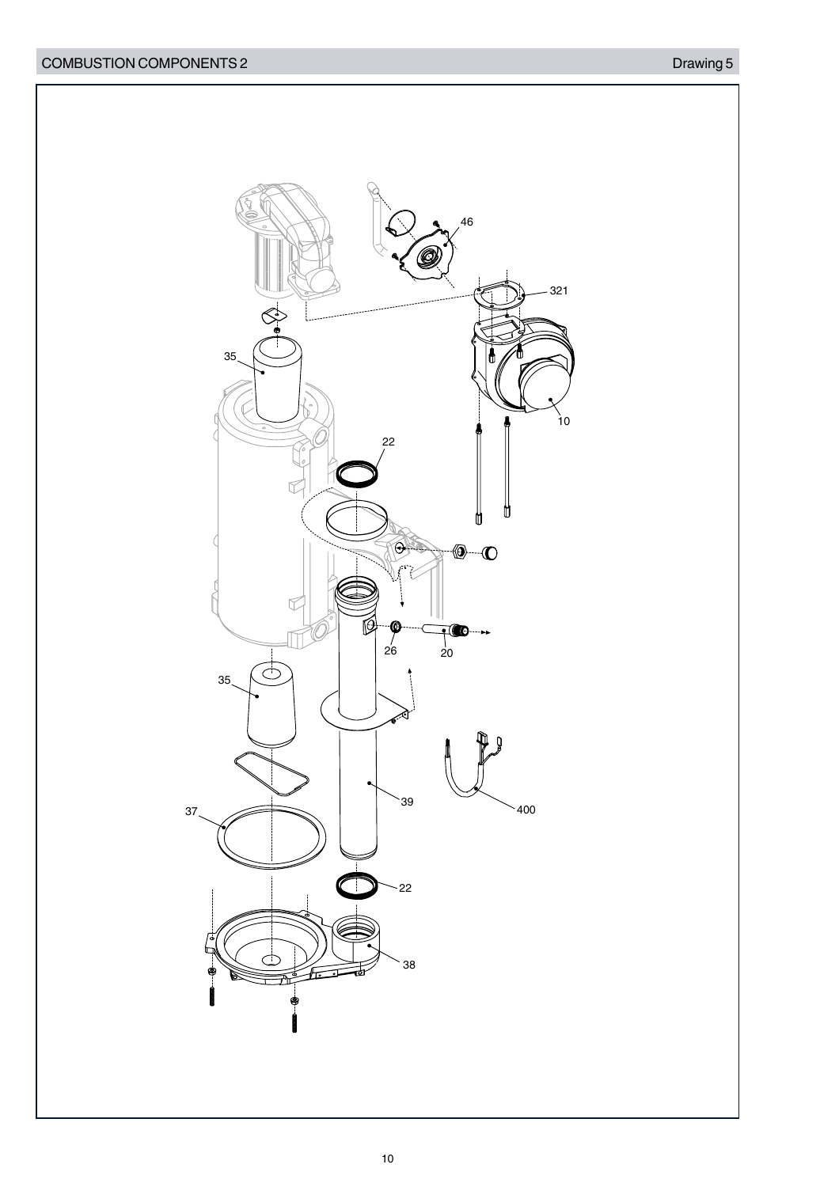## COMBUSTION COMPONENTS 2

Drawing 5

46

321

35

10

22

26

20

35

39

400

37

22

38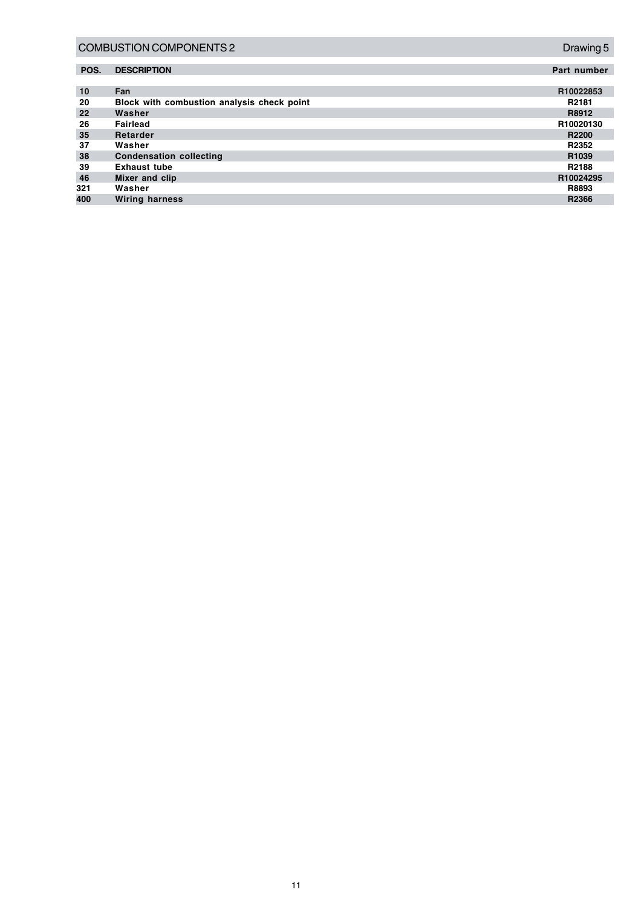## COMBUSTION COMPONENTS 2 — Drawing 5

| POS. | DESCRIPTION | Part number |
|---|---|---|
| 10 | Fan | R10022853 |
| 20 | Block with combustion analysis check point | R2181 |
| 22 | Washer | R8912 |
| 26 | Fairlead | R10020130 |
| 35 | Retarder | R2200 |
| 37 | Washer | R2352 |
| 38 | Condensation collecting | R1039 |
| 39 | Exhaust tube | R2188 |
| 46 | Mixer and clip | R10024295 |
| 321 | Washer | R8893 |
| 400 | Wiring harness | R2366 |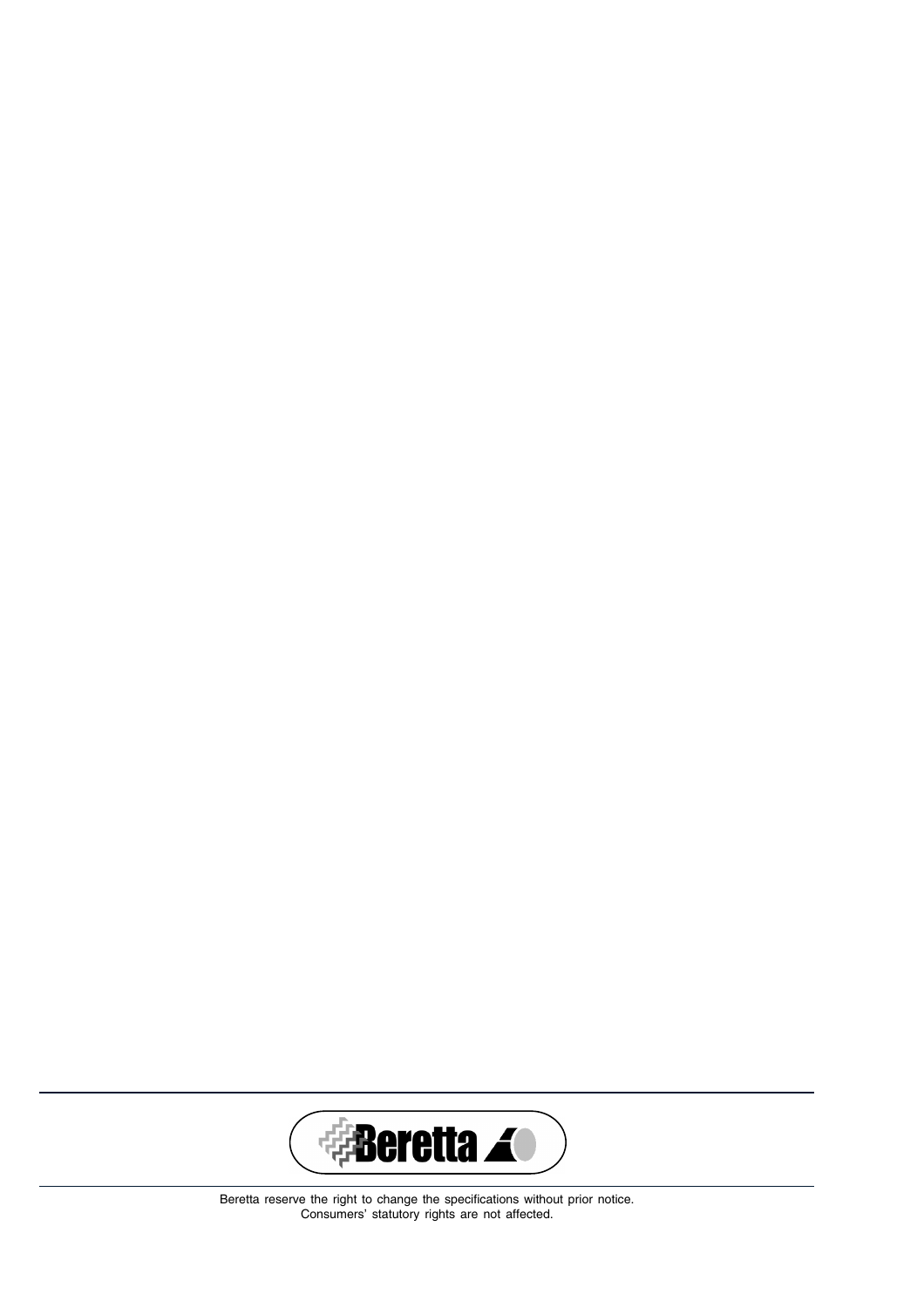Beretta

Beretta reserve the right to change the specifications without prior notice.
Consumers' statutory rights are not affected.